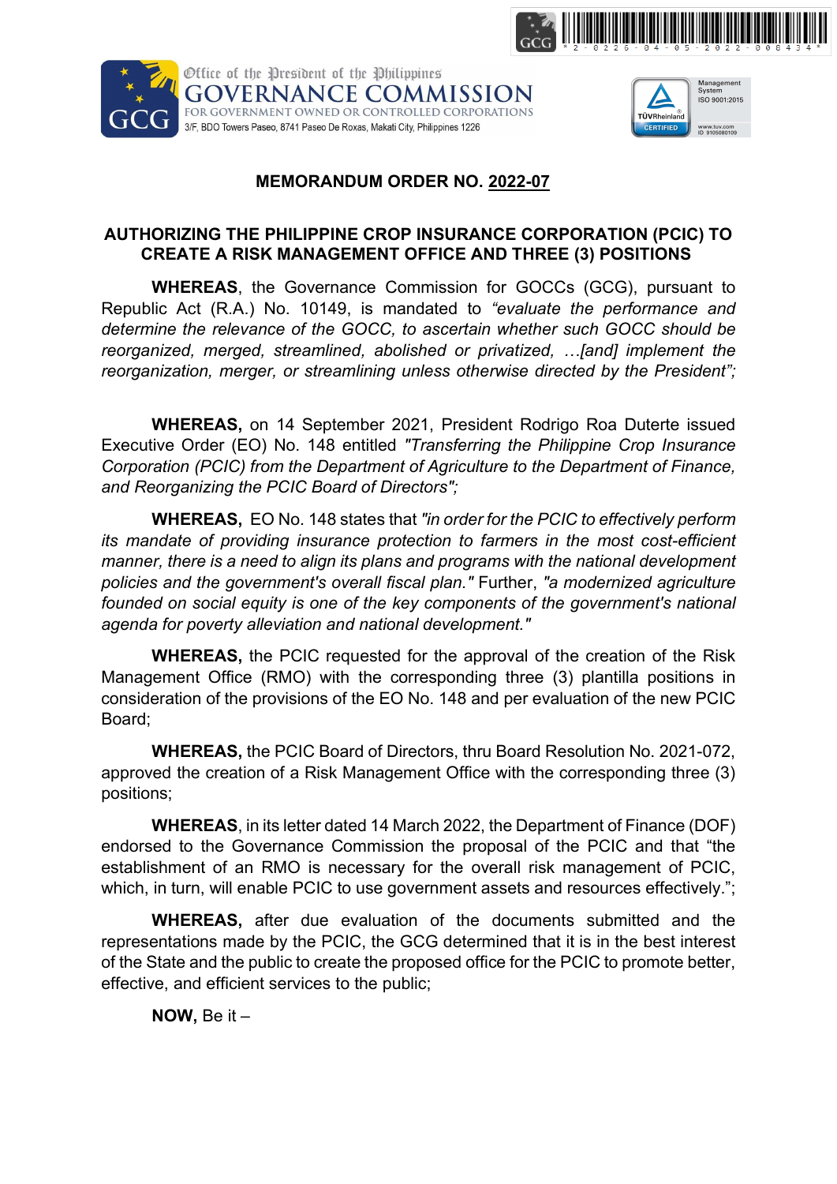Office of the President of the Philippines

**GOVERNANCE COMMISSION**

FOR GOVERNMENT OWNED OR CONTROLLED CORPORATIONS

3/F, BDO Towers Paseo, 8741 Paseo De Roxas, Makati City, Philippines 1226

## MEMORANDUM ORDER NO. 2022-07

## AUTHORIZING THE PHILIPPINE CROP INSURANCE CORPORATION (PCIC) TO CREATE A RISK MANAGEMENT OFFICE AND THREE (3) POSITIONS

**WHEREAS**, the Governance Commission for GOCCs (GCG), pursuant to Republic Act (R.A.) No. 10149, is mandated to *"evaluate the performance and determine the relevance of the GOCC, to ascertain whether such GOCC should be reorganized, merged, streamlined, abolished or privatized, …[and] implement the reorganization, merger, or streamlining unless otherwise directed by the President";*

**WHEREAS,** on 14 September 2021, President Rodrigo Roa Duterte issued Executive Order (EO) No. 148 entitled *"Transferring the Philippine Crop Insurance Corporation (PCIC) from the Department of Agriculture to the Department of Finance, and Reorganizing the PCIC Board of Directors";*

**WHEREAS,** EO No. 148 states that *"in order for the PCIC to effectively perform its mandate of providing insurance protection to farmers in the most cost-efficient manner, there is a need to align its plans and programs with the national development policies and the government's overall fiscal plan."* Further, *"a modernized agriculture founded on social equity is one of the key components of the government's national agenda for poverty alleviation and national development."*

**WHEREAS,** the PCIC requested for the approval of the creation of the Risk Management Office (RMO) with the corresponding three (3) plantilla positions in consideration of the provisions of the EO No. 148 and per evaluation of the new PCIC Board;

**WHEREAS,** the PCIC Board of Directors, thru Board Resolution No. 2021-072, approved the creation of a Risk Management Office with the corresponding three (3) positions;

**WHEREAS**, in its letter dated 14 March 2022, the Department of Finance (DOF) endorsed to the Governance Commission the proposal of the PCIC and that "the establishment of an RMO is necessary for the overall risk management of PCIC, which, in turn, will enable PCIC to use government assets and resources effectively.";

**WHEREAS,** after due evaluation of the documents submitted and the representations made by the PCIC, the GCG determined that it is in the best interest of the State and the public to create the proposed office for the PCIC to promote better, effective, and efficient services to the public;

**NOW,** Be it –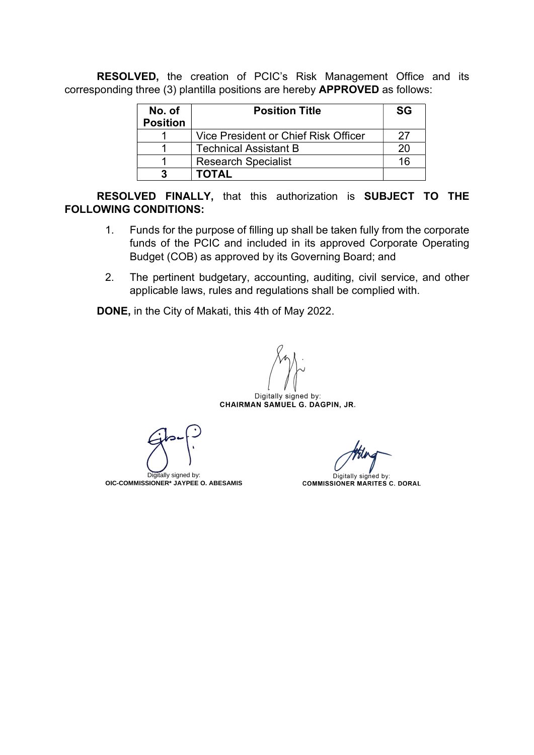**RESOLVED,** the creation of PCIC's Risk Management Office and its corresponding three (3) plantilla positions are hereby **APPROVED** as follows:

| No. of Position | Position Title | SG |
|---|---|---|
| 1 | Vice President or Chief Risk Officer | 27 |
| 1 | Technical Assistant B | 20 |
| 1 | Research Specialist | 16 |
| **3** | **TOTAL** | |

**RESOLVED FINALLY,** that this authorization is **SUBJECT TO THE FOLLOWING CONDITIONS:**

1. Funds for the purpose of filling up shall be taken fully from the corporate funds of the PCIC and included in its approved Corporate Operating Budget (COB) as approved by its Governing Board; and

2. The pertinent budgetary, accounting, auditing, civil service, and other applicable laws, rules and regulations shall be complied with.

**DONE,** in the City of Makati, this 4th of May 2022.

Digitally signed by:
**CHAIRMAN SAMUEL G. DAGPIN, JR.**

Digitally signed by:
**OIC-COMMISSIONER* JAYPEE O. ABESAMIS**

Digitally signed by:
**COMMISSIONER MARITES C. DORAL**